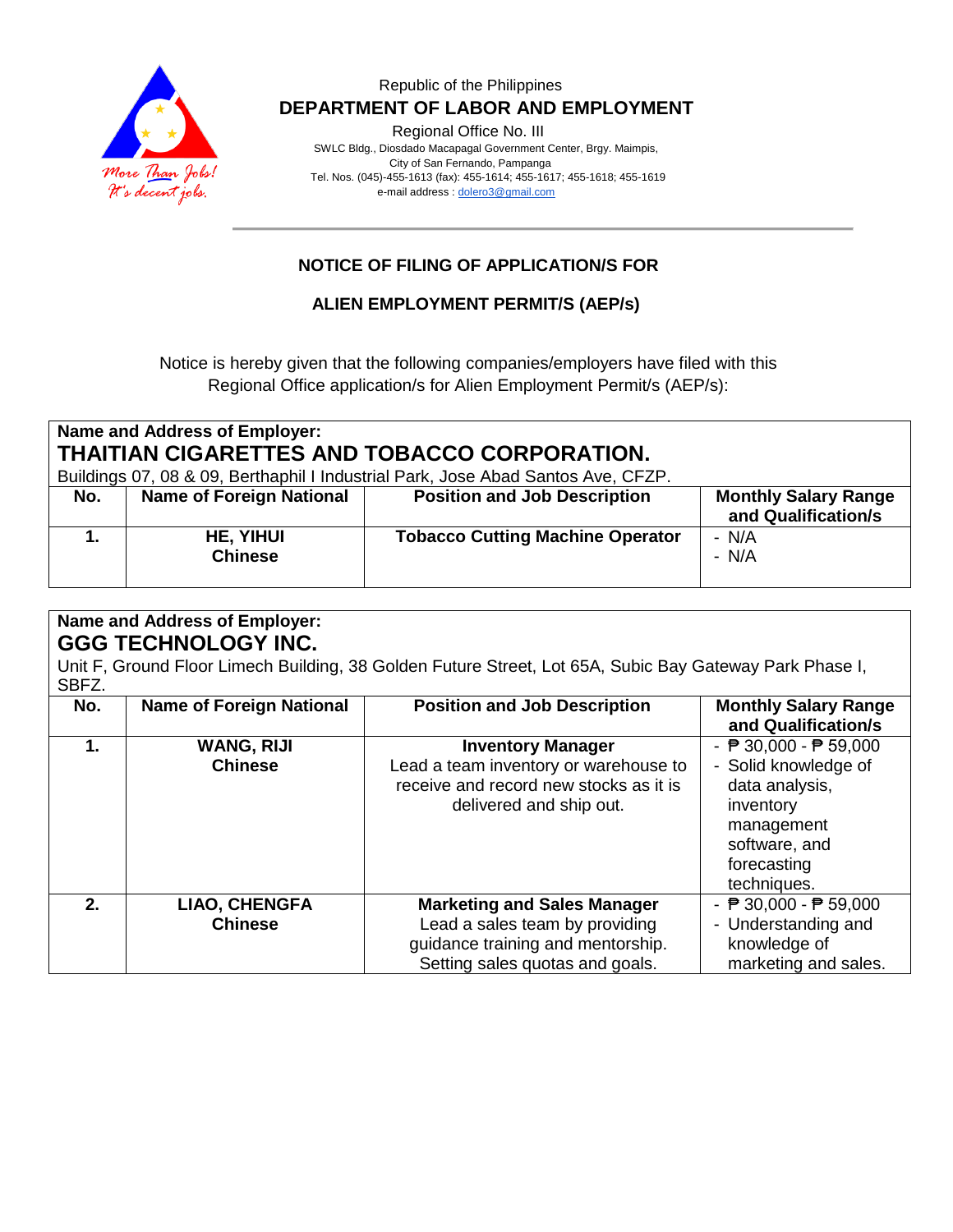Republic of the Philippines

**DEPARTMENT OF LABOR AND EMPLOYMENT**

Regional Office No. III

SWLC Bldg., Diosdado Macapagal Government Center, Brgy. Maimpis,
City of San Fernando, Pampanga
Tel. Nos. (045)-455-1613 (fax): 455-1614; 455-1617; 455-1618; 455-1619
e-mail address : dolero3@gmail.com

More Than Jobs! It's decent jobs.

---

## NOTICE OF FILING OF APPLICATION/S FOR

## ALIEN EMPLOYMENT PERMIT/S (AEP/s)

Notice is hereby given that the following companies/employers have filed with this Regional Office application/s for Alien Employment Permit/s (AEP/s):

**Name and Address of Employer:**
**THAITIAN CIGARETTES AND TOBACCO CORPORATION.**
Buildings 07, 08 & 09, Berthaphil I Industrial Park, Jose Abad Santos Ave, CFZP.

| No. | Name of Foreign National | Position and Job Description | Monthly Salary Range and Qualification/s |
|---|---|---|---|
| **1.** | **HE, YIHUI**<br>**Chinese** | **Tobacco Cutting Machine Operator** | - N/A<br>- N/A |

**Name and Address of Employer:**
**GGG TECHNOLOGY INC.**
Unit F, Ground Floor Limech Building, 38 Golden Future Street, Lot 65A, Subic Bay Gateway Park Phase I, SBFZ.

| No. | Name of Foreign National | Position and Job Description | Monthly Salary Range and Qualification/s |
|---|---|---|---|
| **1.** | **WANG, RIJI**<br>**Chinese** | **Inventory Manager**<br>Lead a team inventory or warehouse to receive and record new stocks as it is delivered and ship out. | - ₱ 30,000 - ₱ 59,000<br>- Solid knowledge of data analysis, inventory management software, and forecasting techniques. |
| **2.** | **LIAO, CHENGFA**<br>**Chinese** | **Marketing and Sales Manager**<br>Lead a sales team by providing guidance training and mentorship. Setting sales quotas and goals. | - ₱ 30,000 - ₱ 59,000<br>- Understanding and knowledge of marketing and sales. |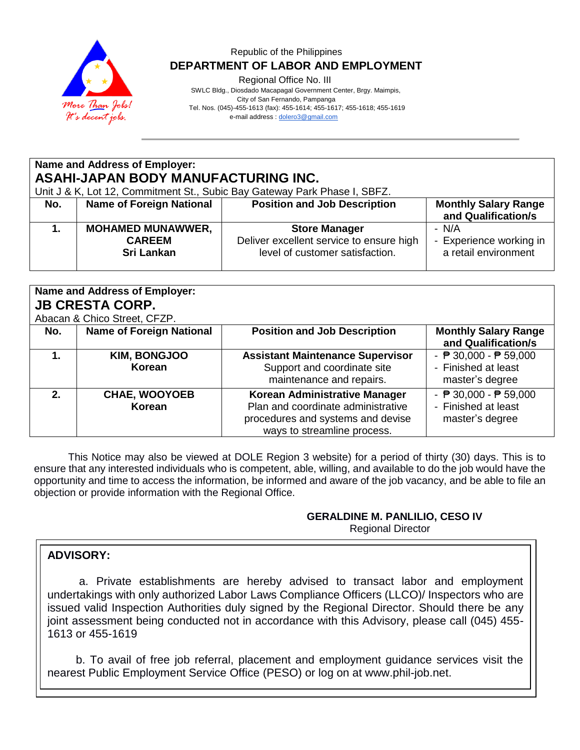Republic of the Philippines
**DEPARTMENT OF LABOR AND EMPLOYMENT**
Regional Office No. III
SWLC Bldg., Diosdado Macapagal Government Center, Brgy. Maimpis,
City of San Fernando, Pampanga
Tel. Nos. (045)-455-1613 (fax): 455-1614; 455-1617; 455-1618; 455-1619
e-mail address : dolero3@gmail.com

---

**Name and Address of Employer:**
## ASAHI-JAPAN BODY MANUFACTURING INC.
Unit J & K, Lot 12, Commitment St., Subic Bay Gateway Park Phase I, SBFZ.

| No. | Name of Foreign National | Position and Job Description | Monthly Salary Range and Qualification/s |
|---|---|---|---|
| **1.** | **MOHAMED MUNAWWER, CAREEM Sri Lankan** | **Store Manager** Deliver excellent service to ensure high level of customer satisfaction. | - N/A<br>- Experience working in a retail environment |

**Name and Address of Employer:**
## JB CRESTA CORP.
Abacan & Chico Street, CFZP.

| No. | Name of Foreign National | Position and Job Description | Monthly Salary Range and Qualification/s |
|---|---|---|---|
| **1.** | **KIM, BONGJOO Korean** | **Assistant Maintenance Supervisor** Support and coordinate site maintenance and repairs. | - ₱ 30,000 - ₱ 59,000<br>- Finished at least master's degree |
| **2.** | **CHAE, WOOYOEB Korean** | **Korean Administrative Manager** Plan and coordinate administrative procedures and systems and devise ways to streamline process. | - ₱ 30,000 - ₱ 59,000<br>- Finished at least master's degree |

This Notice may also be viewed at DOLE Region 3 website) for a period of thirty (30) days. This is to ensure that any interested individuals who is competent, able, willing, and available to do the job would have the opportunity and time to access the information, be informed and aware of the job vacancy, and be able to file an objection or provide information with the Regional Office.

**GERALDINE M. PANLILIO, CESO IV**
Regional Director

**ADVISORY:**

a. Private establishments are hereby advised to transact labor and employment undertakings with only authorized Labor Laws Compliance Officers (LLCO)/ Inspectors who are issued valid Inspection Authorities duly signed by the Regional Director. Should there be any joint assessment being conducted not in accordance with this Advisory, please call (045) 455-1613 or 455-1619

b. To avail of free job referral, placement and employment guidance services visit the nearest Public Employment Service Office (PESO) or log on at www.phil-job.net.